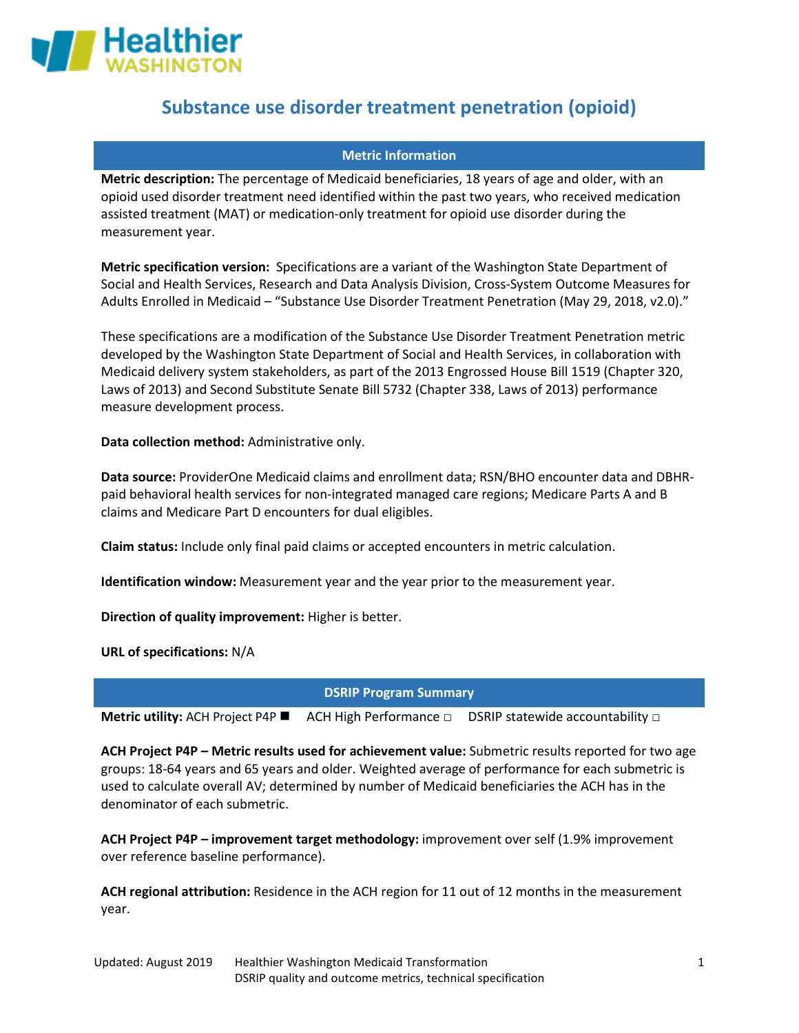# Substance use disorder treatment penetration (opioid)

## Metric Information

**Metric description:** The percentage of Medicaid beneficiaries, 18 years of age and older, with an opioid used disorder treatment need identified within the past two years, who received medication assisted treatment (MAT) or medication-only treatment for opioid use disorder during the measurement year.

**Metric specification version:** Specifications are a variant of the Washington State Department of Social and Health Services, Research and Data Analysis Division, Cross-System Outcome Measures for Adults Enrolled in Medicaid – "Substance Use Disorder Treatment Penetration (May 29, 2018, v2.0)."

These specifications are a modification of the Substance Use Disorder Treatment Penetration metric developed by the Washington State Department of Social and Health Services, in collaboration with Medicaid delivery system stakeholders, as part of the 2013 Engrossed House Bill 1519 (Chapter 320, Laws of 2013) and Second Substitute Senate Bill 5732 (Chapter 338, Laws of 2013) performance measure development process.

**Data collection method:** Administrative only.

**Data source:** ProviderOne Medicaid claims and enrollment data; RSN/BHO encounter data and DBHR-paid behavioral health services for non-integrated managed care regions; Medicare Parts A and B claims and Medicare Part D encounters for dual eligibles.

**Claim status:** Include only final paid claims or accepted encounters in metric calculation.

**Identification window:** Measurement year and the year prior to the measurement year.

**Direction of quality improvement:** Higher is better.

**URL of specifications:** N/A

## DSRIP Program Summary

**Metric utility:** ACH Project P4P ■ ACH High Performance □ DSRIP statewide accountability □

**ACH Project P4P – Metric results used for achievement value:** Submetric results reported for two age groups: 18-64 years and 65 years and older. Weighted average of performance for each submetric is used to calculate overall AV; determined by number of Medicaid beneficiaries the ACH has in the denominator of each submetric.

**ACH Project P4P – improvement target methodology:** improvement over self (1.9% improvement over reference baseline performance).

**ACH regional attribution:** Residence in the ACH region for 11 out of 12 months in the measurement year.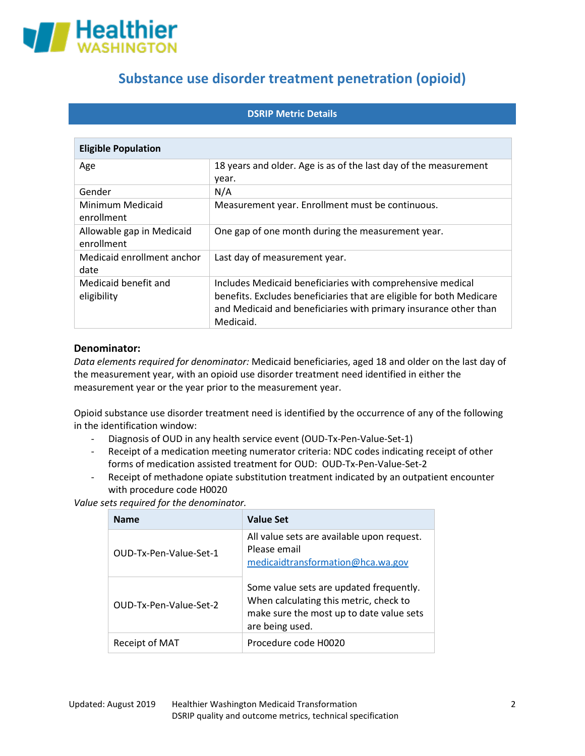# Substance use disorder treatment penetration (opioid)

## DSRIP Metric Details

| Eligible Population | |
|---|---|
| Age | 18 years and older. Age is as of the last day of the measurement year. |
| Gender | N/A |
| Minimum Medicaid enrollment | Measurement year. Enrollment must be continuous. |
| Allowable gap in Medicaid enrollment | One gap of one month during the measurement year. |
| Medicaid enrollment anchor date | Last day of measurement year. |
| Medicaid benefit and eligibility | Includes Medicaid beneficiaries with comprehensive medical benefits. Excludes beneficiaries that are eligible for both Medicare and Medicaid and beneficiaries with primary insurance other than Medicaid. |

**Denominator:**

*Data elements required for denominator:* Medicaid beneficiaries, aged 18 and older on the last day of the measurement year, with an opioid use disorder treatment need identified in either the measurement year or the year prior to the measurement year.

Opioid substance use disorder treatment need is identified by the occurrence of any of the following in the identification window:

- Diagnosis of OUD in any health service event (OUD-Tx-Pen-Value-Set-1)
- Receipt of a medication meeting numerator criteria: NDC codes indicating receipt of other forms of medication assisted treatment for OUD: OUD-Tx-Pen-Value-Set-2
- Receipt of methadone opiate substitution treatment indicated by an outpatient encounter with procedure code H0020

*Value sets required for the denominator.*

| Name | Value Set |
|---|---|
| OUD-Tx-Pen-Value-Set-1 | All value sets are available upon request. Please email medicaidtransformation@hca.wa.gov |
| OUD-Tx-Pen-Value-Set-2 | Some value sets are updated frequently. When calculating this metric, check to make sure the most up to date value sets are being used. |
| Receipt of MAT | Procedure code H0020 |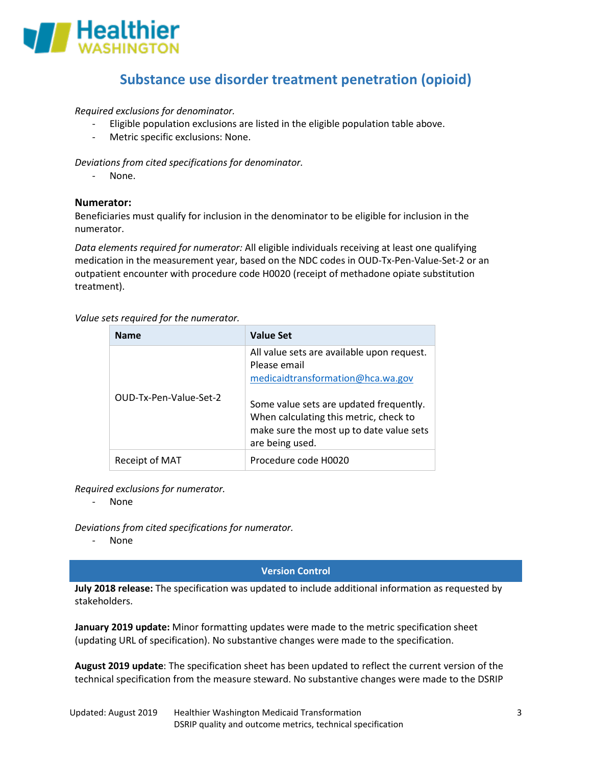## Substance use disorder treatment penetration (opioid)

*Required exclusions for denominator.*

- Eligible population exclusions are listed in the eligible population table above.
- Metric specific exclusions: None.

*Deviations from cited specifications for denominator.*

- None.

### Numerator:

Beneficiaries must qualify for inclusion in the denominator to be eligible for inclusion in the numerator.

*Data elements required for numerator:* All eligible individuals receiving at least one qualifying medication in the measurement year, based on the NDC codes in OUD-Tx-Pen-Value-Set-2 or an outpatient encounter with procedure code H0020 (receipt of methadone opiate substitution treatment).

*Value sets required for the numerator.*

| Name | Value Set |
|---|---|
| OUD-Tx-Pen-Value-Set-2 | All value sets are available upon request. Please email medicaidtransformation@hca.wa.gov<br><br>Some value sets are updated frequently. When calculating this metric, check to make sure the most up to date value sets are being used. |
| Receipt of MAT | Procedure code H0020 |

*Required exclusions for numerator.*

- None

*Deviations from cited specifications for numerator.*

- None

**Version Control**

**July 2018 release:** The specification was updated to include additional information as requested by stakeholders.

**January 2019 update:** Minor formatting updates were made to the metric specification sheet (updating URL of specification). No substantive changes were made to the specification.

**August 2019 update**: The specification sheet has been updated to reflect the current version of the technical specification from the measure steward. No substantive changes were made to the DSRIP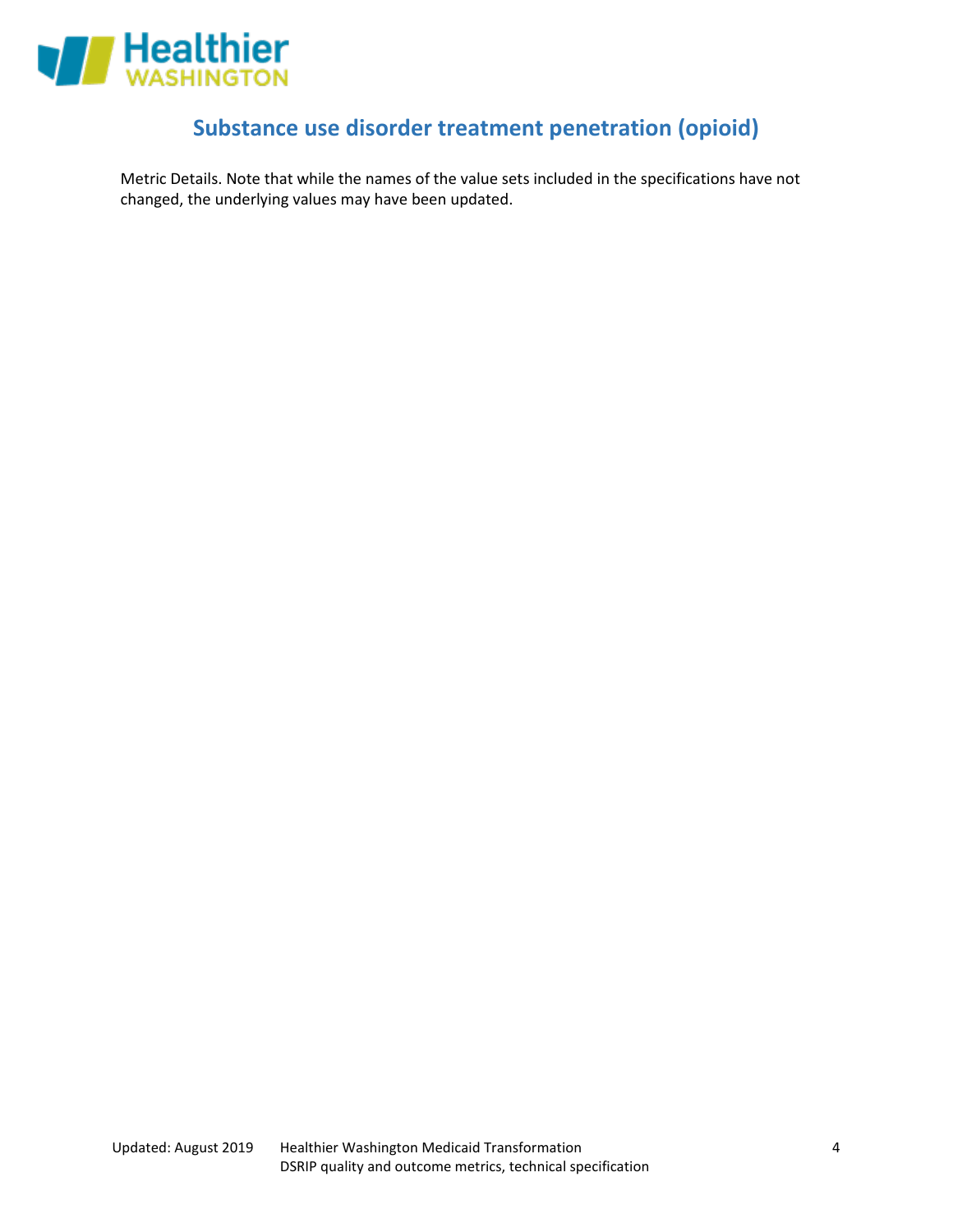## Substance use disorder treatment penetration (opioid)

Metric Details. Note that while the names of the value sets included in the specifications have not changed, the underlying values may have been updated.